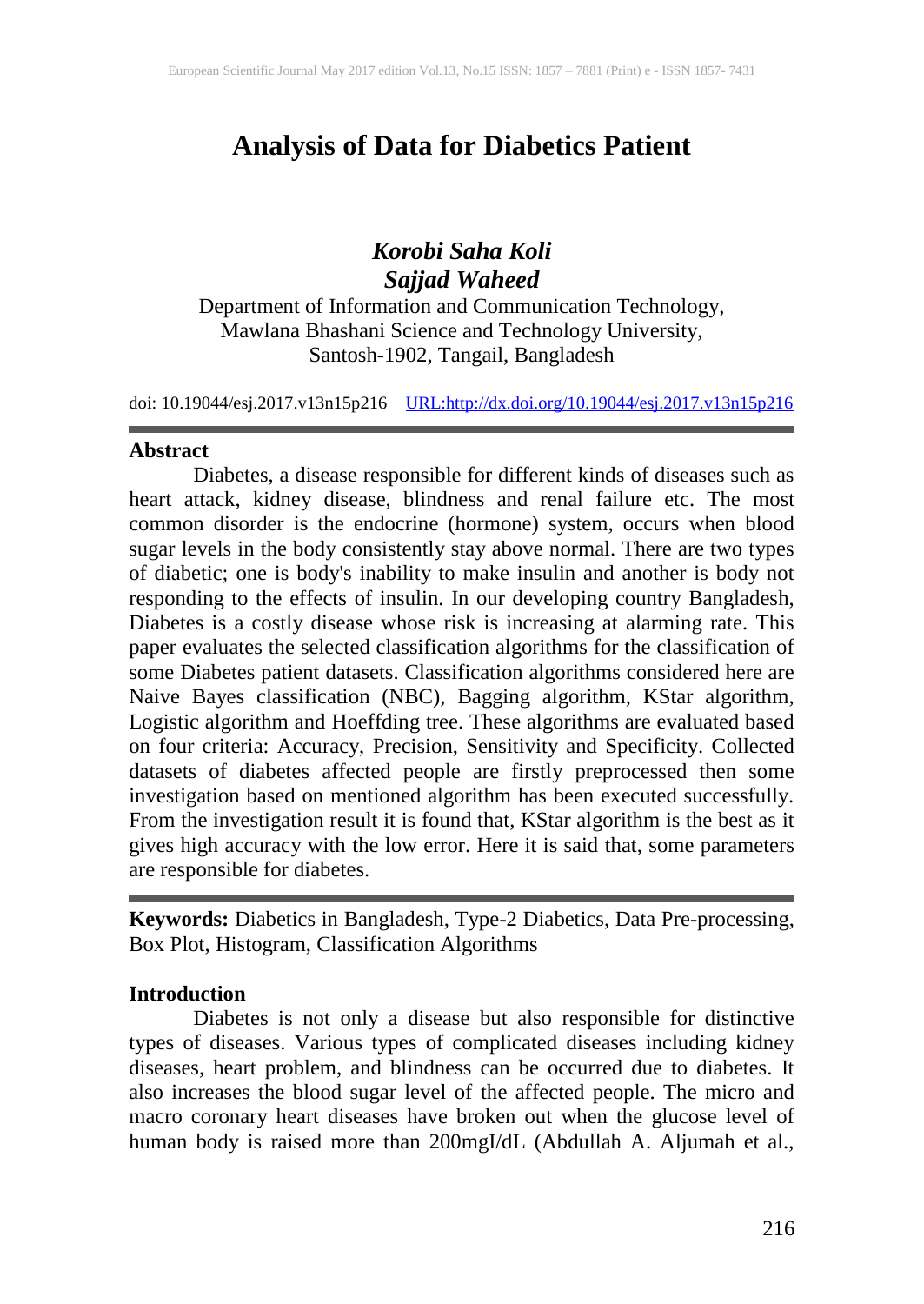# Analysis of Data for Diabetics Patient

***Korobi Saha Koli***
***Sajjad Waheed***

Department of Information and Communication Technology,
Mawlana Bhashani Science and Technology University,
Santosh-1902, Tangail, Bangladesh

doi: 10.19044/esj.2017.v13n15p216 URL:http://dx.doi.org/10.19044/esj.2017.v13n15p216

---

## Abstract

Diabetes, a disease responsible for different kinds of diseases such as heart attack, kidney disease, blindness and renal failure etc. The most common disorder is the endocrine (hormone) system, occurs when blood sugar levels in the body consistently stay above normal. There are two types of diabetic; one is body's inability to make insulin and another is body not responding to the effects of insulin. In our developing country Bangladesh, Diabetes is a costly disease whose risk is increasing at alarming rate. This paper evaluates the selected classification algorithms for the classification of some Diabetes patient datasets. Classification algorithms considered here are Naive Bayes classification (NBC), Bagging algorithm, KStar algorithm, Logistic algorithm and Hoeffding tree. These algorithms are evaluated based on four criteria: Accuracy, Precision, Sensitivity and Specificity. Collected datasets of diabetes affected people are firstly preprocessed then some investigation based on mentioned algorithm has been executed successfully. From the investigation result it is found that, KStar algorithm is the best as it gives high accuracy with the low error. Here it is said that, some parameters are responsible for diabetes.

---

**Keywords:** Diabetics in Bangladesh, Type-2 Diabetics, Data Pre-processing, Box Plot, Histogram, Classification Algorithms

## Introduction

Diabetes is not only a disease but also responsible for distinctive types of diseases. Various types of complicated diseases including kidney diseases, heart problem, and blindness can be occurred due to diabetes. It also increases the blood sugar level of the affected people. The micro and macro coronary heart diseases have broken out when the glucose level of human body is raised more than 200mgI/dL (Abdullah A. Aljumah et al.,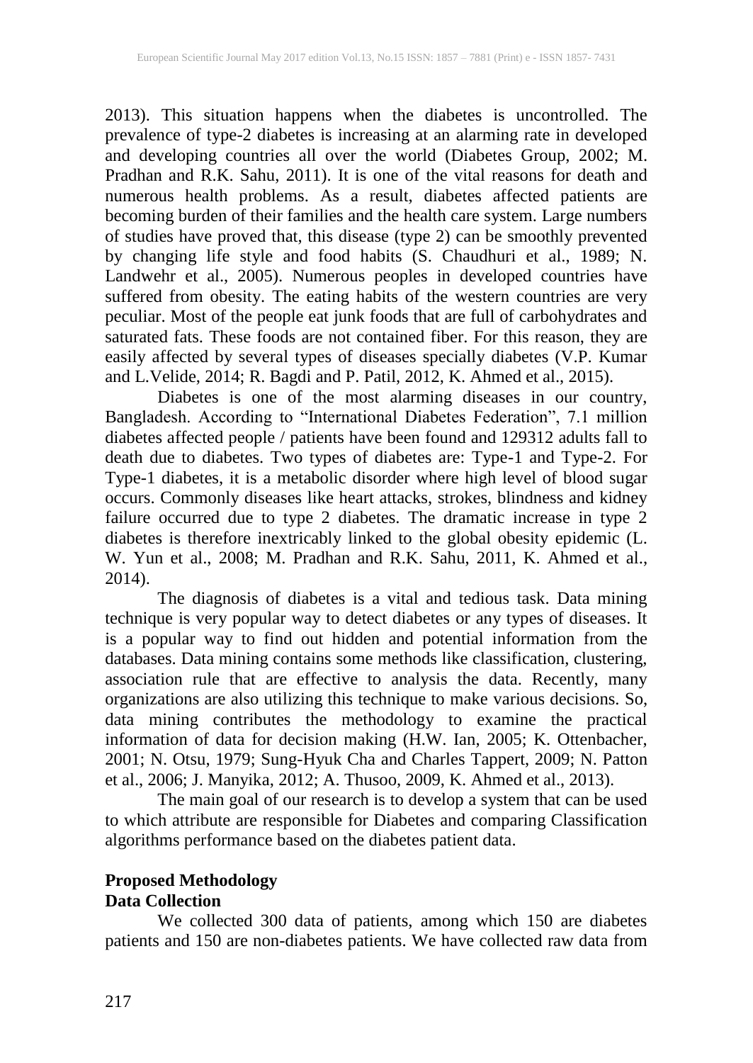2013). This situation happens when the diabetes is uncontrolled. The prevalence of type-2 diabetes is increasing at an alarming rate in developed and developing countries all over the world (Diabetes Group, 2002; M. Pradhan and R.K. Sahu, 2011). It is one of the vital reasons for death and numerous health problems. As a result, diabetes affected patients are becoming burden of their families and the health care system. Large numbers of studies have proved that, this disease (type 2) can be smoothly prevented by changing life style and food habits (S. Chaudhuri et al., 1989; N. Landwehr et al., 2005). Numerous peoples in developed countries have suffered from obesity. The eating habits of the western countries are very peculiar. Most of the people eat junk foods that are full of carbohydrates and saturated fats. These foods are not contained fiber. For this reason, they are easily affected by several types of diseases specially diabetes (V.P. Kumar and L.Velide, 2014; R. Bagdi and P. Patil, 2012, K. Ahmed et al., 2015).

Diabetes is one of the most alarming diseases in our country, Bangladesh. According to "International Diabetes Federation", 7.1 million diabetes affected people / patients have been found and 129312 adults fall to death due to diabetes. Two types of diabetes are: Type-1 and Type-2. For Type-1 diabetes, it is a metabolic disorder where high level of blood sugar occurs. Commonly diseases like heart attacks, strokes, blindness and kidney failure occurred due to type 2 diabetes. The dramatic increase in type 2 diabetes is therefore inextricably linked to the global obesity epidemic (L. W. Yun et al., 2008; M. Pradhan and R.K. Sahu, 2011, K. Ahmed et al., 2014).

The diagnosis of diabetes is a vital and tedious task. Data mining technique is very popular way to detect diabetes or any types of diseases. It is a popular way to find out hidden and potential information from the databases. Data mining contains some methods like classification, clustering, association rule that are effective to analysis the data. Recently, many organizations are also utilizing this technique to make various decisions. So, data mining contributes the methodology to examine the practical information of data for decision making (H.W. Ian, 2005; K. Ottenbacher, 2001; N. Otsu, 1979; Sung-Hyuk Cha and Charles Tappert, 2009; N. Patton et al., 2006; J. Manyika, 2012; A. Thusoo, 2009, K. Ahmed et al., 2013).

The main goal of our research is to develop a system that can be used to which attribute are responsible for Diabetes and comparing Classification algorithms performance based on the diabetes patient data.

## Proposed Methodology

### Data Collection

We collected 300 data of patients, among which 150 are diabetes patients and 150 are non-diabetes patients. We have collected raw data from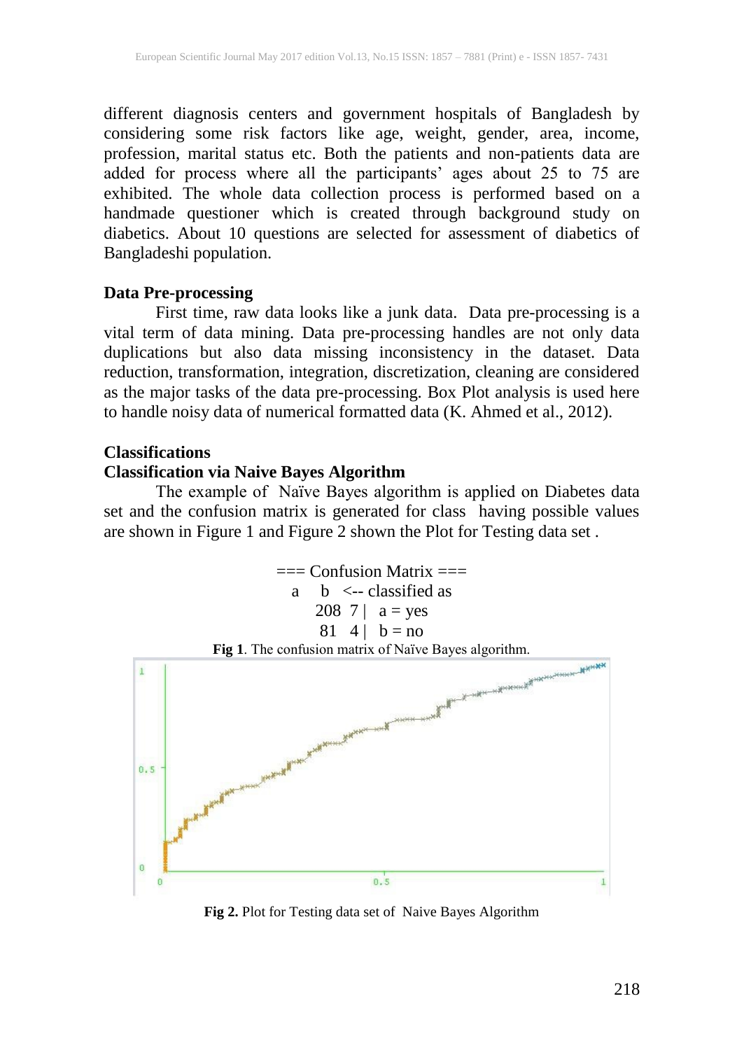different diagnosis centers and government hospitals of Bangladesh by considering some risk factors like age, weight, gender, area, income, profession, marital status etc. Both the patients and non-patients data are added for process where all the participants' ages about 25 to 75 are exhibited. The whole data collection process is performed based on a handmade questioner which is created through background study on diabetics. About 10 questions are selected for assessment of diabetics of Bangladeshi population.

### Data Pre-processing

First time, raw data looks like a junk data. Data pre-processing is a vital term of data mining. Data pre-processing handles are not only data duplications but also data missing inconsistency in the dataset. Data reduction, transformation, integration, discretization, cleaning are considered as the major tasks of the data pre-processing. Box Plot analysis is used here to handle noisy data of numerical formatted data (K. Ahmed et al., 2012).

### Classifications

### Classification via Naive Bayes Algorithm

The example of Naïve Bayes algorithm is applied on Diabetes data set and the confusion matrix is generated for class having possible values are shown in Figure 1 and Figure 2 shown the Plot for Testing data set .

```
=== Confusion Matrix ===
  a   b   <-- classified as
 208  7 |   a = yes
  81  4 |   b = no
```

**Fig 1**. The confusion matrix of Naïve Bayes algorithm.

**Fig 2.** Plot for Testing data set of Naive Bayes Algorithm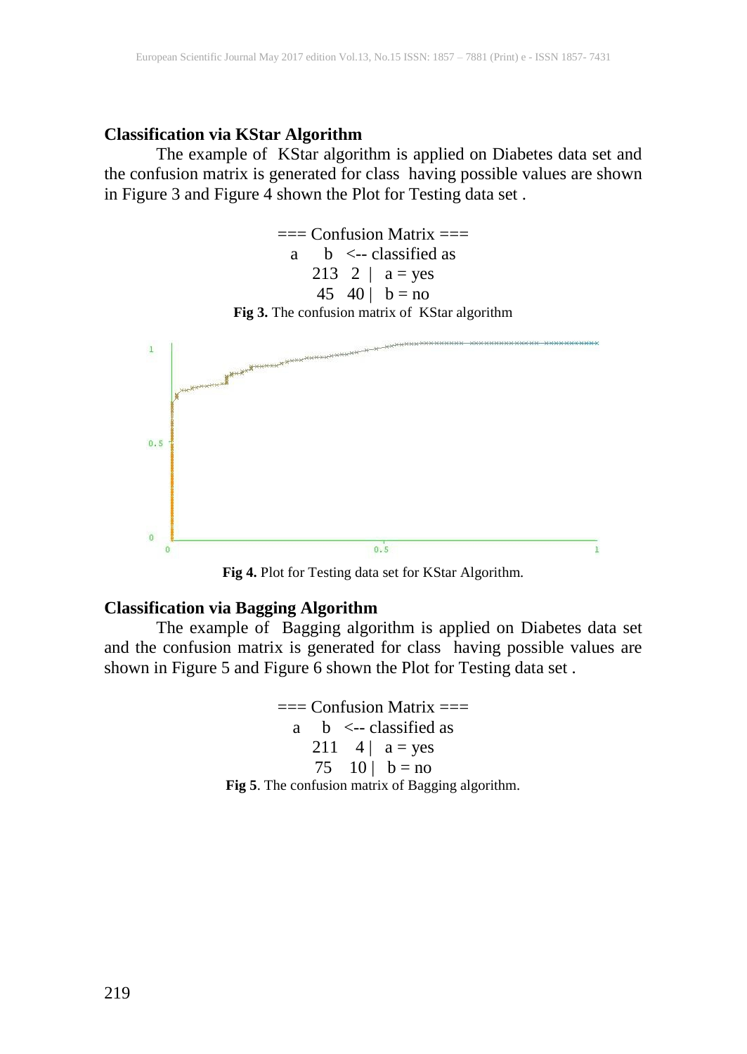### Classification via KStar Algorithm

The example of KStar algorithm is applied on Diabetes data set and the confusion matrix is generated for class having possible values are shown in Figure 3 and Figure 4 shown the Plot for Testing data set .

```
=== Confusion Matrix ===
  a    b   <-- classified as
 213   2 |   a = yes
  45  40 |   b = no
```

**Fig 3.** The confusion matrix of KStar algorithm

**Fig 4.** Plot for Testing data set for KStar Algorithm.

### Classification via Bagging Algorithm

The example of Bagging algorithm is applied on Diabetes data set and the confusion matrix is generated for class having possible values are shown in Figure 5 and Figure 6 shown the Plot for Testing data set .

```
=== Confusion Matrix ===
  a    b   <-- classified as
 211   4 |   a = yes
  75  10 |   b = no
```

**Fig 5**. The confusion matrix of Bagging algorithm.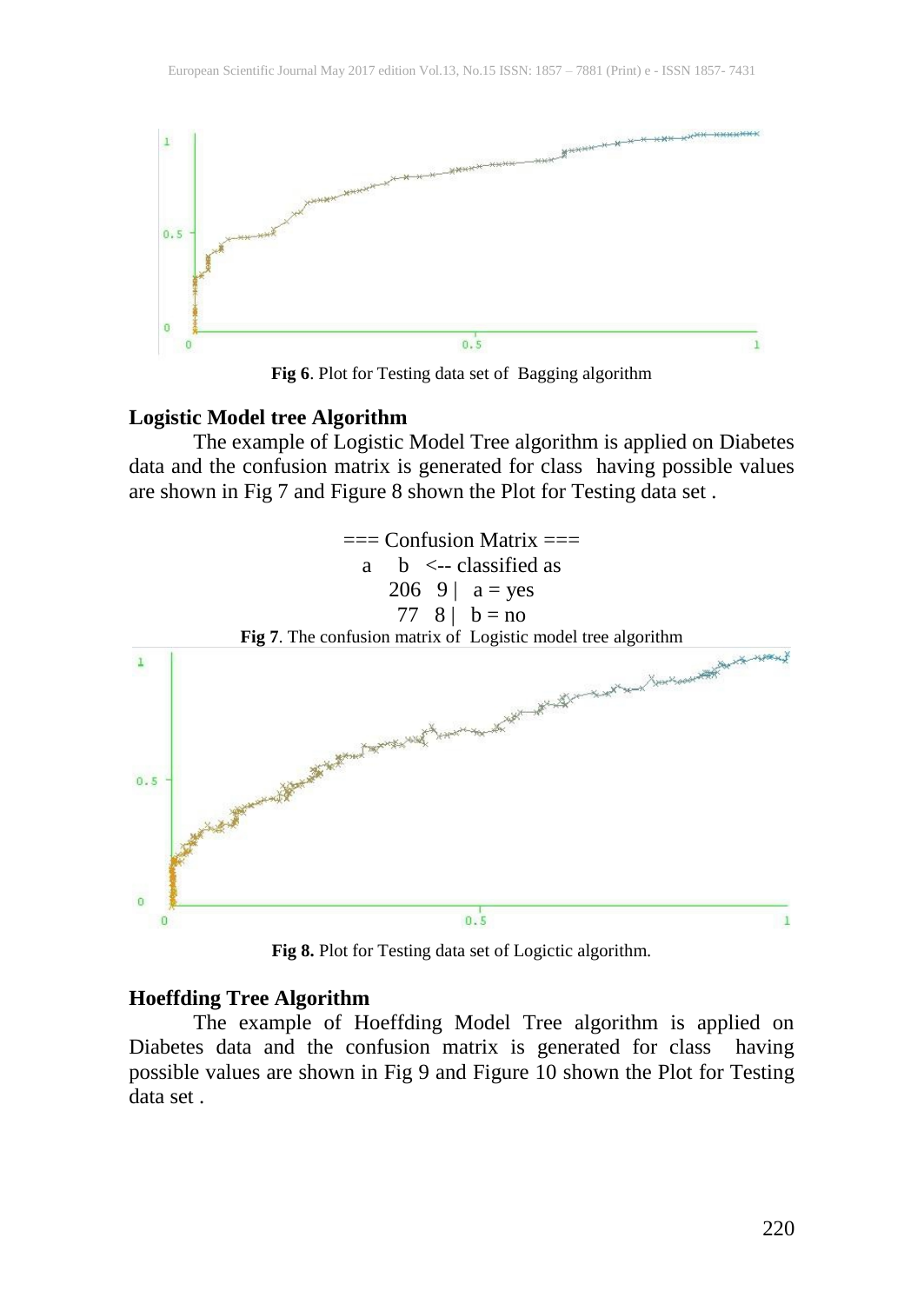**Fig 6**. Plot for Testing data set of Bagging algorithm

### Logistic Model tree Algorithm

The example of Logistic Model Tree algorithm is applied on Diabetes data and the confusion matrix is generated for class having possible values are shown in Fig 7 and Figure 8 shown the Plot for Testing data set .

```
=== Confusion Matrix ===
  a    b   <-- classified as
 206   9 |   a = yes
  77   8 |   b = no
```

**Fig 7**. The confusion matrix of Logistic model tree algorithm

**Fig 8.** Plot for Testing data set of Logictic algorithm.

### Hoeffding Tree Algorithm

The example of Hoeffding Model Tree algorithm is applied on Diabetes data and the confusion matrix is generated for class having possible values are shown in Fig 9 and Figure 10 shown the Plot for Testing data set .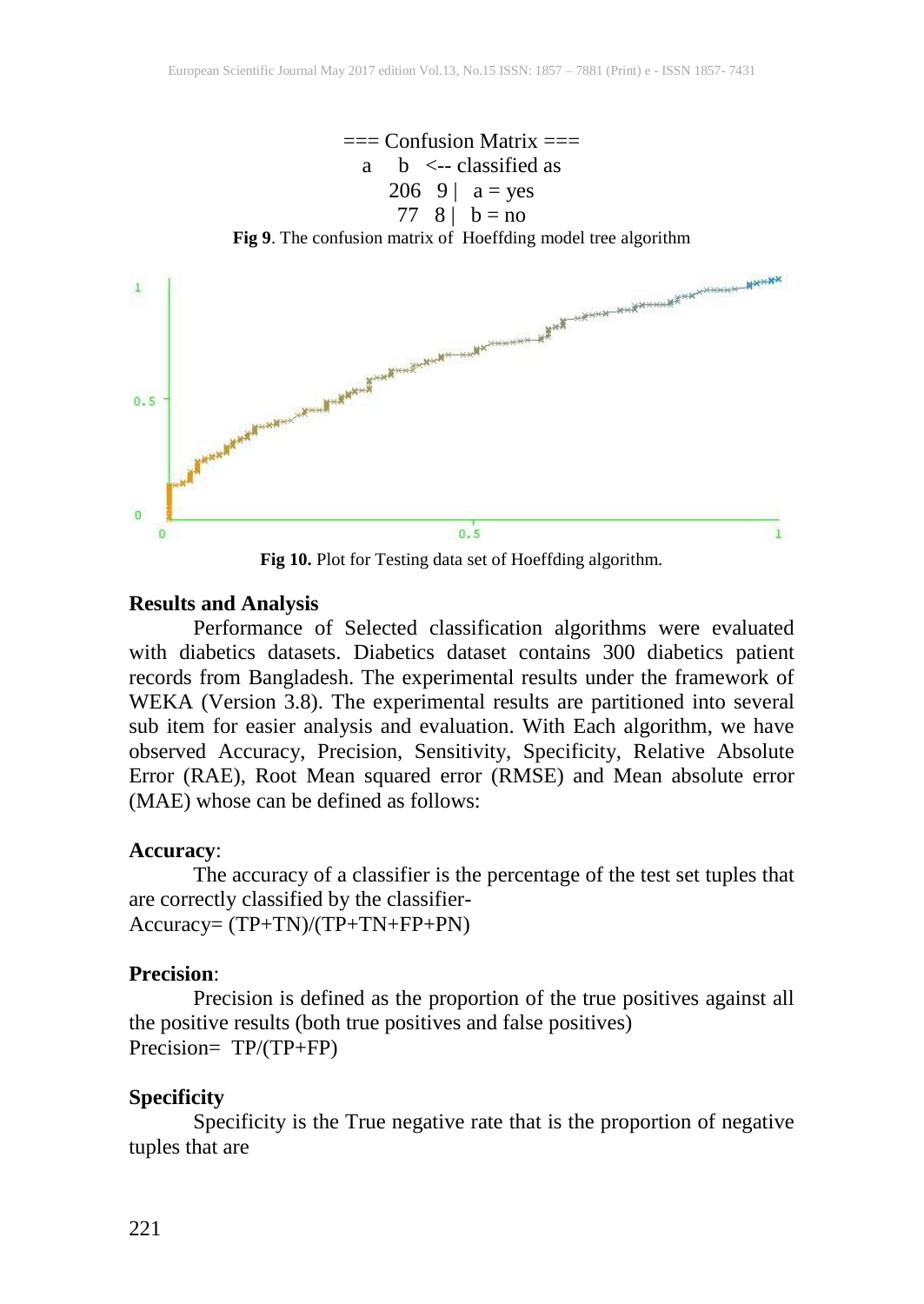```
=== Confusion Matrix ===
  a   b   <-- classified as
206   9 |   a = yes
 77   8 |   b = no
```

**Fig 9**. The confusion matrix of Hoeffding model tree algorithm

**Fig 10.** Plot for Testing data set of Hoeffding algorithm.

## Results and Analysis

Performance of Selected classification algorithms were evaluated with diabetics datasets. Diabetics dataset contains 300 diabetics patient records from Bangladesh. The experimental results under the framework of WEKA (Version 3.8). The experimental results are partitioned into several sub item for easier analysis and evaluation. With Each algorithm, we have observed Accuracy, Precision, Sensitivity, Specificity, Relative Absolute Error (RAE), Root Mean squared error (RMSE) and Mean absolute error (MAE) whose can be defined as follows:

**Accuracy**:

The accuracy of a classifier is the percentage of the test set tuples that are correctly classified by the classifier-

Accuracy= (TP+TN)/(TP+TN+FP+PN)

**Precision**:

Precision is defined as the proportion of the true positives against all the positive results (both true positives and false positives)

Precision= TP/(TP+FP)

**Specificity**

Specificity is the True negative rate that is the proportion of negative tuples that are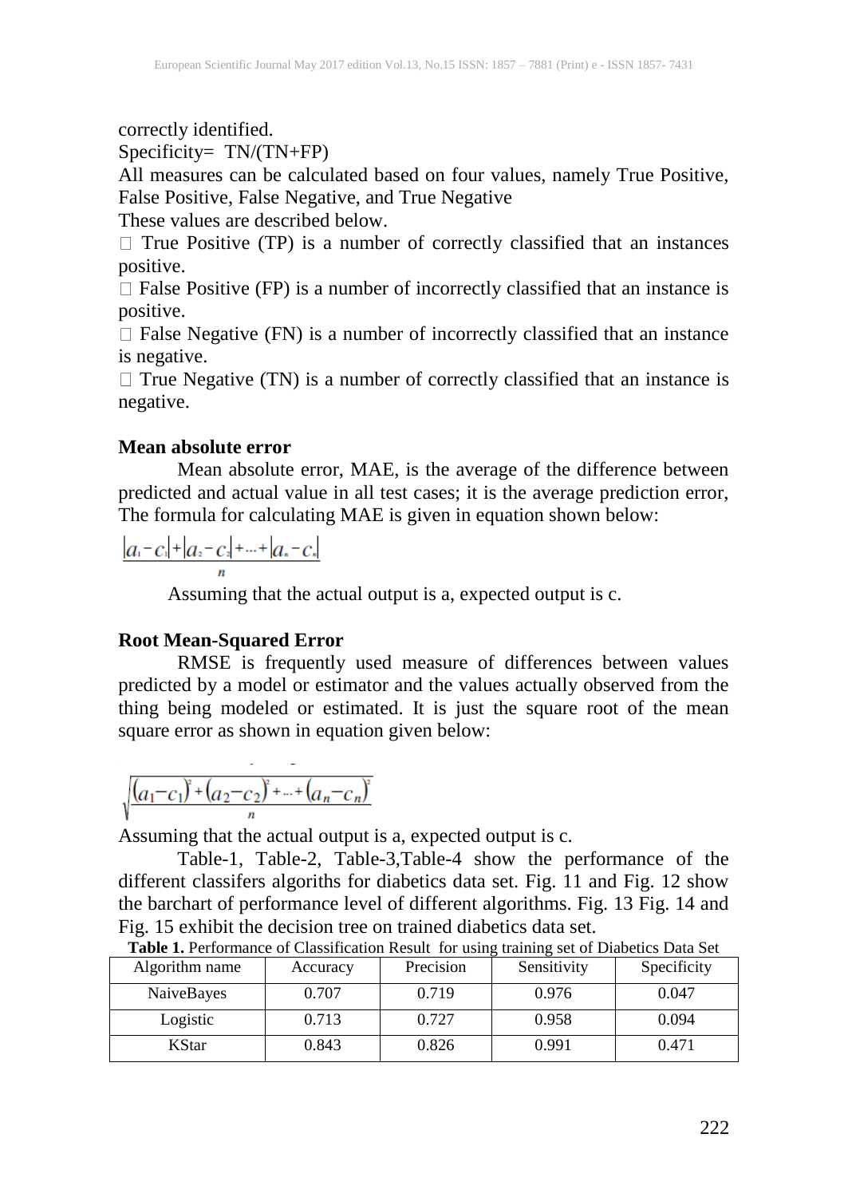correctly identified.

Specificity= TN/(TN+FP)

All measures can be calculated based on four values, namely True Positive, False Positive, False Negative, and True Negative

These values are described below.

- True Positive (TP) is a number of correctly classified that an instances positive.
- False Positive (FP) is a number of incorrectly classified that an instance is positive.
- False Negative (FN) is a number of incorrectly classified that an instance is negative.
- True Negative (TN) is a number of correctly classified that an instance is negative.

**Mean absolute error**

Mean absolute error, MAE, is the average of the difference between predicted and actual value in all test cases; it is the average prediction error, The formula for calculating MAE is given in equation shown below:

$$\frac{|a_1 - c_1| + |a_2 - c_2| + \dots + |a_n - c_n|}{n}$$

Assuming that the actual output is a, expected output is c.

**Root Mean-Squared Error**

RMSE is frequently used measure of differences between values predicted by a model or estimator and the values actually observed from the thing being modeled or estimated. It is just the square root of the mean square error as shown in equation given below:

$$\sqrt{\frac{(a_1 - c_1)^2 + (a_2 - c_2)^2 + \dots + (a_n - c_n)^2}{n}}$$

Assuming that the actual output is a, expected output is c.

Table-1, Table-2, Table-3,Table-4 show the performance of the different classifers algoriths for diabetics data set. Fig. 11 and Fig. 12 show the barchart of performance level of different algorithms. Fig. 13 Fig. 14 and Fig. 15 exhibit the decision tree on trained diabetics data set.

**Table 1.** Performance of Classification Result for using training set of Diabetics Data Set

| Algorithm name | Accuracy | Precision | Sensitivity | Specificity |
|---|---|---|---|---|
| NaiveBayes | 0.707 | 0.719 | 0.976 | 0.047 |
| Logistic | 0.713 | 0.727 | 0.958 | 0.094 |
| KStar | 0.843 | 0.826 | 0.991 | 0.471 |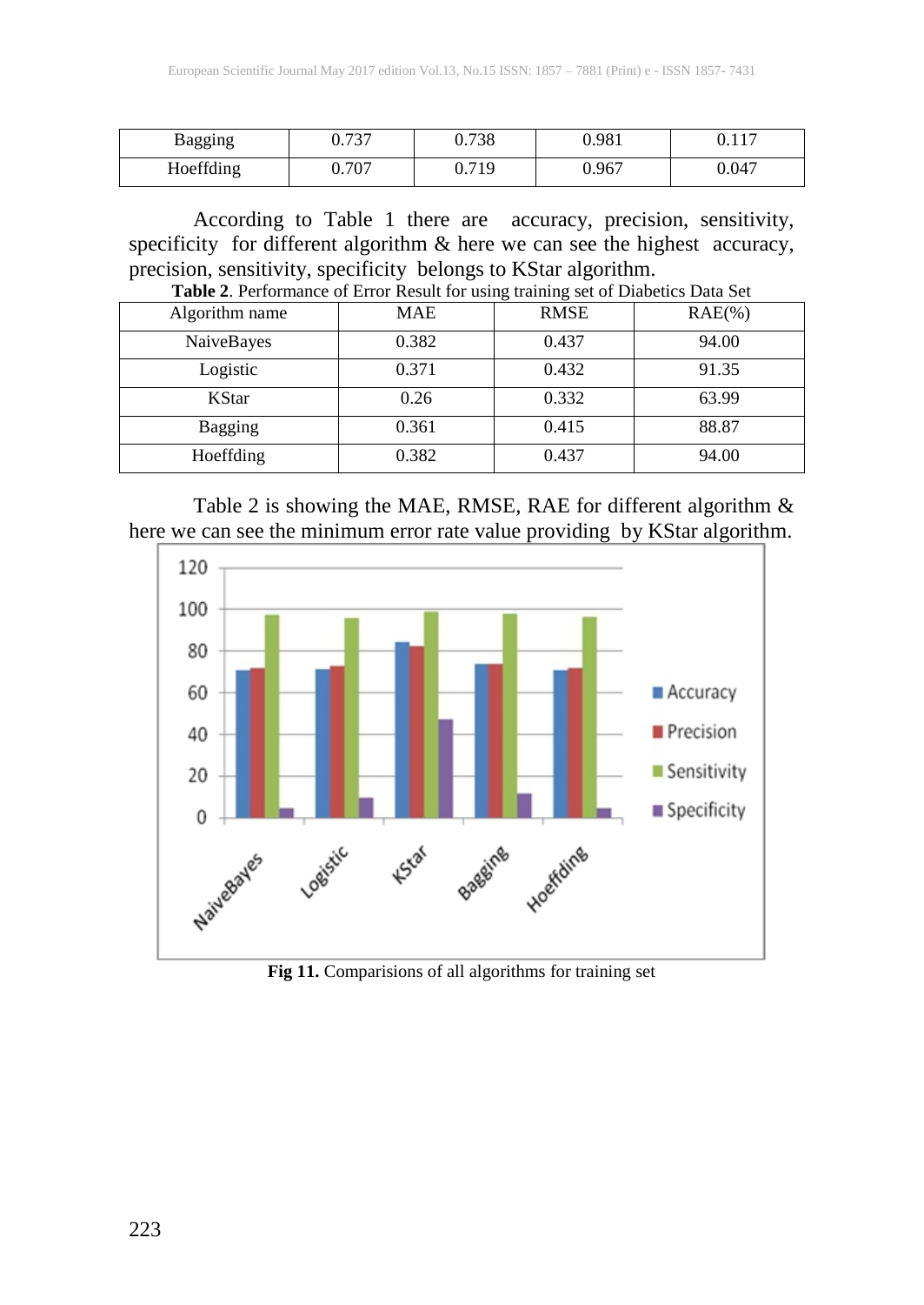| Bagging | 0.737 | 0.738 | 0.981 | 0.117 |
|---|---|---|---|---|
| Hoeffding | 0.707 | 0.719 | 0.967 | 0.047 |

According to Table 1 there are accuracy, precision, sensitivity, specificity for different algorithm & here we can see the highest accuracy, precision, sensitivity, specificity belongs to KStar algorithm.

**Table 2**. Performance of Error Result for using training set of Diabetics Data Set

| Algorithm name | MAE | RMSE | RAE(%) |
|---|---|---|---|
| NaiveBayes | 0.382 | 0.437 | 94.00 |
| Logistic | 0.371 | 0.432 | 91.35 |
| KStar | 0.26 | 0.332 | 63.99 |
| Bagging | 0.361 | 0.415 | 88.87 |
| Hoeffding | 0.382 | 0.437 | 94.00 |

Table 2 is showing the MAE, RMSE, RAE for different algorithm & here we can see the minimum error rate value providing by KStar algorithm.

**Fig 11.** Comparisions of all algorithms for training set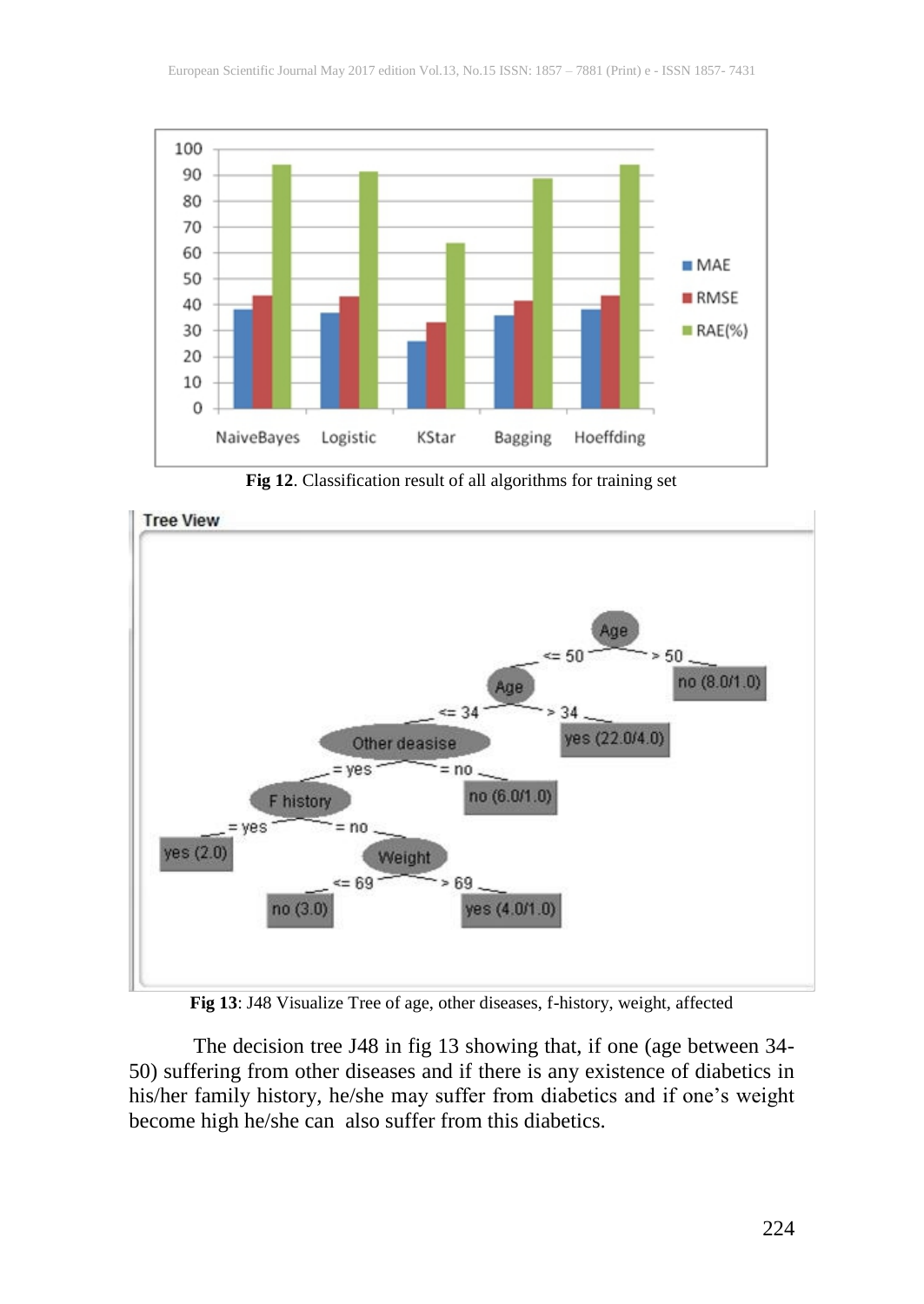**Fig 12**. Classification result of all algorithms for training set

**Fig 13**: J48 Visualize Tree of age, other diseases, f-history, weight, affected

The decision tree J48 in fig 13 showing that, if one (age between 34-50) suffering from other diseases and if there is any existence of diabetics in his/her family history, he/she may suffer from diabetics and if one's weight become high he/she can also suffer from this diabetics.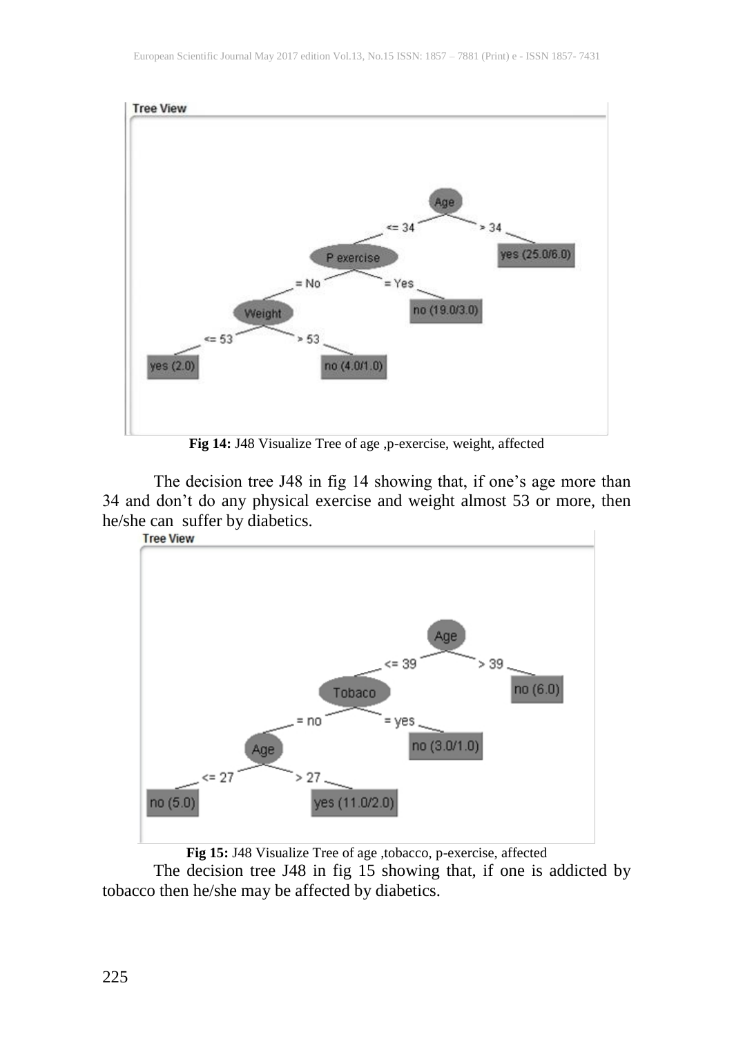Fig 14: J48 Visualize Tree of age ,p-exercise, weight, affected

The decision tree J48 in fig 14 showing that, if one's age more than 34 and don't do any physical exercise and weight almost 53 or more, then he/she can suffer by diabetics.

**Fig 15:** J48 Visualize Tree of age ,tobacco, p-exercise, affected

The decision tree J48 in fig 15 showing that, if one is addicted by tobacco then he/she may be affected by diabetics.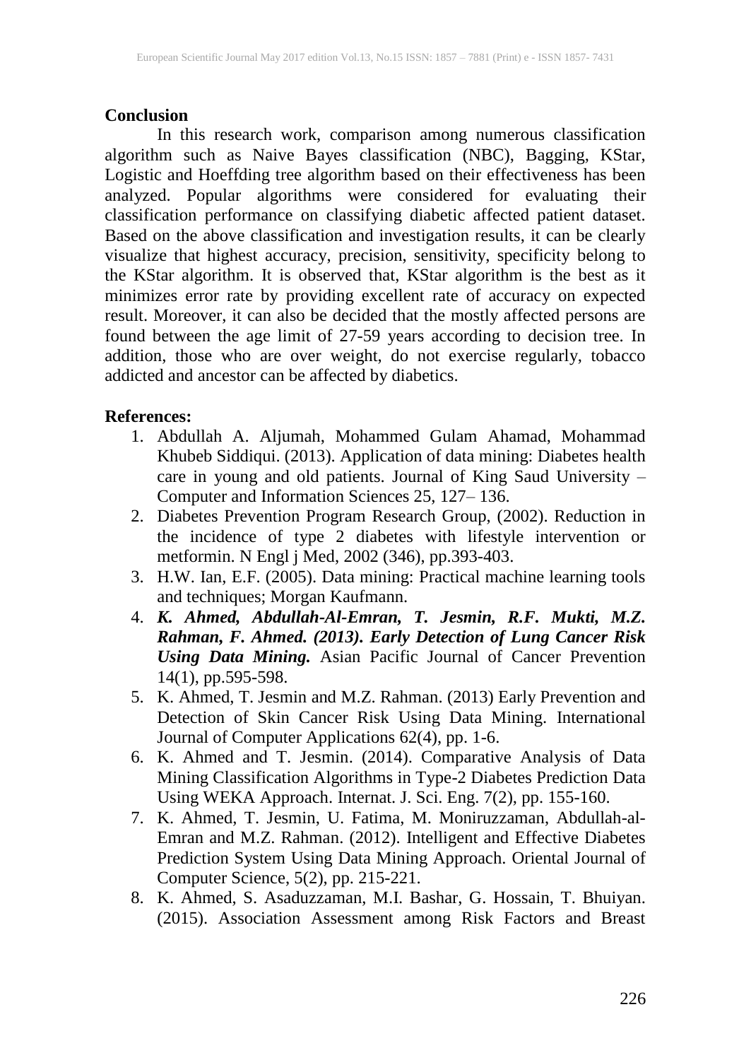## Conclusion

In this research work, comparison among numerous classification algorithm such as Naive Bayes classification (NBC), Bagging, KStar, Logistic and Hoeffding tree algorithm based on their effectiveness has been analyzed. Popular algorithms were considered for evaluating their classification performance on classifying diabetic affected patient dataset. Based on the above classification and investigation results, it can be clearly visualize that highest accuracy, precision, sensitivity, specificity belong to the KStar algorithm. It is observed that, KStar algorithm is the best as it minimizes error rate by providing excellent rate of accuracy on expected result. Moreover, it can also be decided that the mostly affected persons are found between the age limit of 27-59 years according to decision tree. In addition, those who are over weight, do not exercise regularly, tobacco addicted and ancestor can be affected by diabetics.

## References:

1. Abdullah A. Aljumah, Mohammed Gulam Ahamad, Mohammad Khubeb Siddiqui. (2013). Application of data mining: Diabetes health care in young and old patients. Journal of King Saud University – Computer and Information Sciences 25, 127– 136.
2. Diabetes Prevention Program Research Group, (2002). Reduction in the incidence of type 2 diabetes with lifestyle intervention or metformin. N Engl j Med, 2002 (346), pp.393-403.
3. H.W. Ian, E.F. (2005). Data mining: Practical machine learning tools and techniques; Morgan Kaufmann.
4. ***K. Ahmed, Abdullah-Al-Emran, T. Jesmin, R.F. Mukti, M.Z. Rahman, F. Ahmed. (2013). Early Detection of Lung Cancer Risk Using Data Mining.*** Asian Pacific Journal of Cancer Prevention 14(1), pp.595-598.
5. K. Ahmed, T. Jesmin and M.Z. Rahman. (2013) Early Prevention and Detection of Skin Cancer Risk Using Data Mining. International Journal of Computer Applications 62(4), pp. 1-6.
6. K. Ahmed and T. Jesmin. (2014). Comparative Analysis of Data Mining Classification Algorithms in Type-2 Diabetes Prediction Data Using WEKA Approach. Internat. J. Sci. Eng. 7(2), pp. 155-160.
7. K. Ahmed, T. Jesmin, U. Fatima, M. Moniruzzaman, Abdullah-al-Emran and M.Z. Rahman. (2012). Intelligent and Effective Diabetes Prediction System Using Data Mining Approach. Oriental Journal of Computer Science, 5(2), pp. 215-221.
8. K. Ahmed, S. Asaduzzaman, M.I. Bashar, G. Hossain, T. Bhuiyan. (2015). Association Assessment among Risk Factors and Breast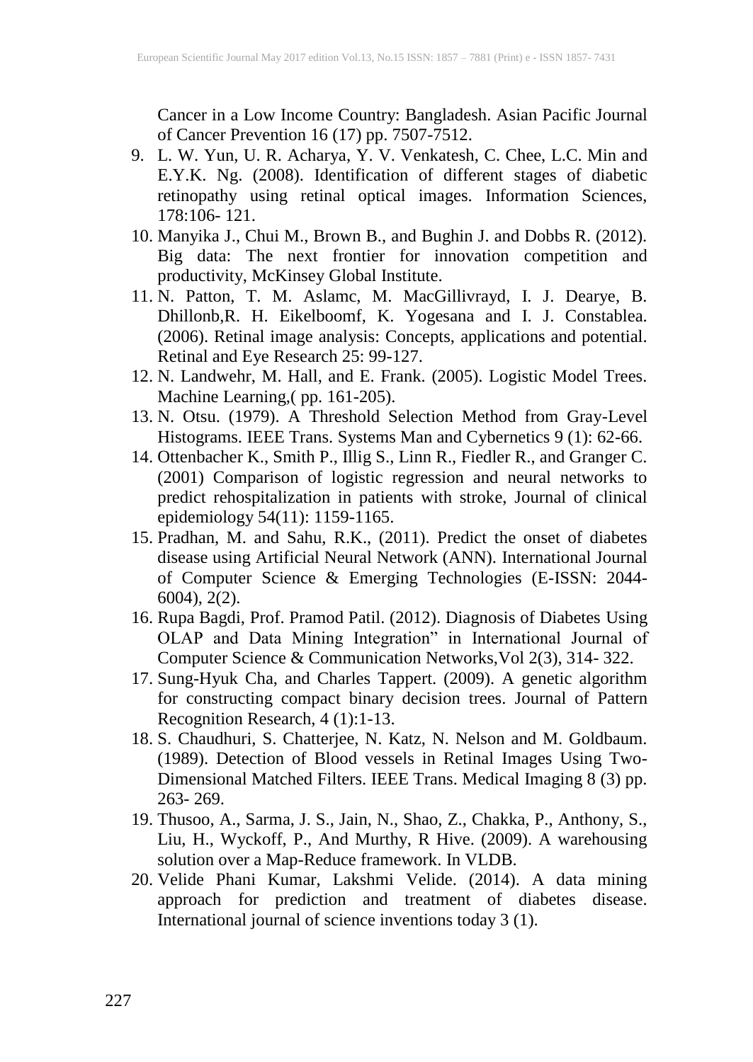Cancer in a Low Income Country: Bangladesh. Asian Pacific Journal of Cancer Prevention 16 (17) pp. 7507-7512.

9. L. W. Yun, U. R. Acharya, Y. V. Venkatesh, C. Chee, L.C. Min and E.Y.K. Ng. (2008). Identification of different stages of diabetic retinopathy using retinal optical images. Information Sciences, 178:106- 121.
10. Manyika J., Chui M., Brown B., and Bughin J. and Dobbs R. (2012). Big data: The next frontier for innovation competition and productivity, McKinsey Global Institute.
11. N. Patton, T. M. Aslamc, M. MacGillivrayd, I. J. Dearye, B. Dhillonb,R. H. Eikelboomf, K. Yogesana and I. J. Constablea. (2006). Retinal image analysis: Concepts, applications and potential. Retinal and Eye Research 25: 99-127.
12. N. Landwehr, M. Hall, and E. Frank. (2005). Logistic Model Trees. Machine Learning,( pp. 161-205).
13. N. Otsu. (1979). A Threshold Selection Method from Gray-Level Histograms. IEEE Trans. Systems Man and Cybernetics 9 (1): 62-66.
14. Ottenbacher K., Smith P., Illig S., Linn R., Fiedler R., and Granger C. (2001) Comparison of logistic regression and neural networks to predict rehospitalization in patients with stroke, Journal of clinical epidemiology 54(11): 1159-1165.
15. Pradhan, M. and Sahu, R.K., (2011). Predict the onset of diabetes disease using Artificial Neural Network (ANN). International Journal of Computer Science & Emerging Technologies (E-ISSN: 2044-6004), 2(2).
16. Rupa Bagdi, Prof. Pramod Patil. (2012). Diagnosis of Diabetes Using OLAP and Data Mining Integration" in International Journal of Computer Science & Communication Networks,Vol 2(3), 314- 322.
17. Sung-Hyuk Cha, and Charles Tappert. (2009). A genetic algorithm for constructing compact binary decision trees. Journal of Pattern Recognition Research, 4 (1):1-13.
18. S. Chaudhuri, S. Chatterjee, N. Katz, N. Nelson and M. Goldbaum. (1989). Detection of Blood vessels in Retinal Images Using Two-Dimensional Matched Filters. IEEE Trans. Medical Imaging 8 (3) pp. 263- 269.
19. Thusoo, A., Sarma, J. S., Jain, N., Shao, Z., Chakka, P., Anthony, S., Liu, H., Wyckoff, P., And Murthy, R Hive. (2009). A warehousing solution over a Map-Reduce framework. In VLDB.
20. Velide Phani Kumar, Lakshmi Velide. (2014). A data mining approach for prediction and treatment of diabetes disease. International journal of science inventions today 3 (1).